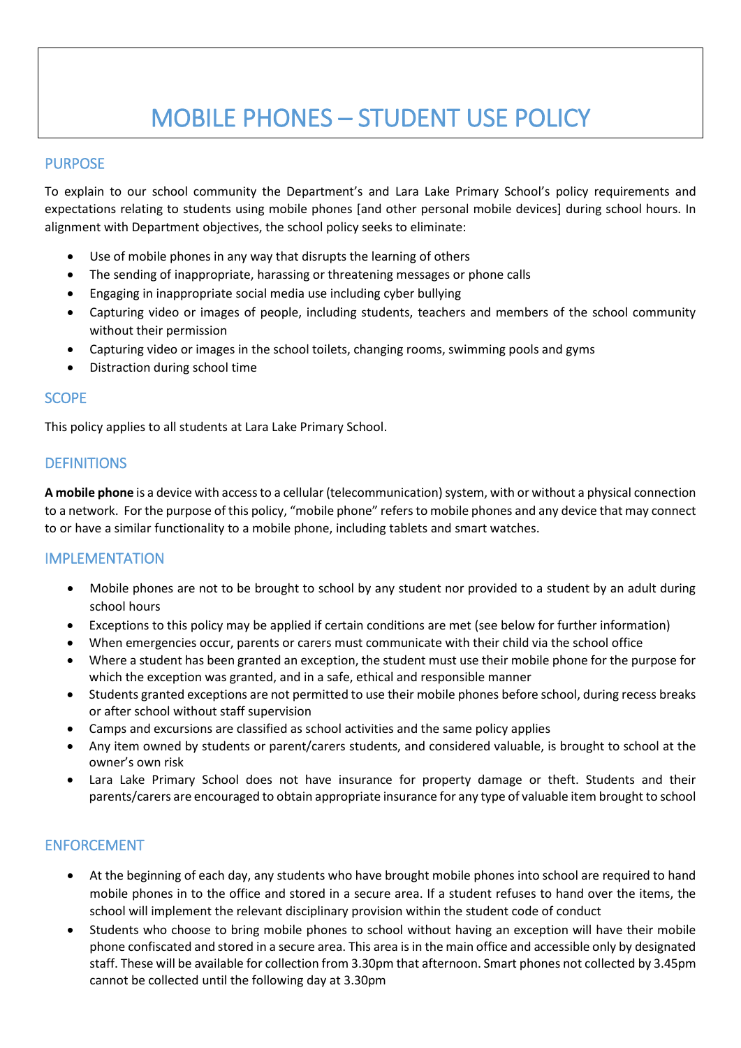# MOBILE PHONES – STUDENT USE POLICY

## PURPOSE

To explain to our school community the Department's and Lara Lake Primary School's policy requirements and expectations relating to students using mobile phones [and other personal mobile devices] during school hours. In alignment with Department objectives, the school policy seeks to eliminate:

- Use of mobile phones in any way that disrupts the learning of others
- The sending of inappropriate, harassing or threatening messages or phone calls
- Engaging in inappropriate social media use including cyber bullying
- Capturing video or images of people, including students, teachers and members of the school community without their permission
- Capturing video or images in the school toilets, changing rooms, swimming pools and gyms
- Distraction during school time

## SCOPE

This policy applies to all students at Lara Lake Primary School.

## DEFINITIONS

**A mobile phone** is a device with access to a cellular (telecommunication) system, with or without a physical connection to a network. For the purpose of this policy, "mobile phone" refers to mobile phones and any device that may connect to or have a similar functionality to a mobile phone, including tablets and smart watches.

## IMPLEMENTATION

- Mobile phones are not to be brought to school by any student nor provided to a student by an adult during school hours
- Exceptions to this policy may be applied if certain conditions are met (see below for further information)
- When emergencies occur, parents or carers must communicate with their child via the school office
- Where a student has been granted an exception, the student must use their mobile phone for the purpose for which the exception was granted, and in a safe, ethical and responsible manner
- Students granted exceptions are not permitted to use their mobile phones before school, during recess breaks or after school without staff supervision
- Camps and excursions are classified as school activities and the same policy applies
- Any item owned by students or parent/carers students, and considered valuable, is brought to school at the owner's own risk
- Lara Lake Primary School does not have insurance for property damage or theft. Students and their parents/carers are encouraged to obtain appropriate insurance for any type of valuable item brought to school

## ENFORCEMENT

- At the beginning of each day, any students who have brought mobile phones into school are required to hand mobile phones in to the office and stored in a secure area. If a student refuses to hand over the items, the school will implement the relevant disciplinary provision within the student code of conduct
- Students who choose to bring mobile phones to school without having an exception will have their mobile phone confiscated and stored in a secure area. This area is in the main office and accessible only by designated staff. These will be available for collection from 3.30pm that afternoon. Smart phones not collected by 3.45pm cannot be collected until the following day at 3.30pm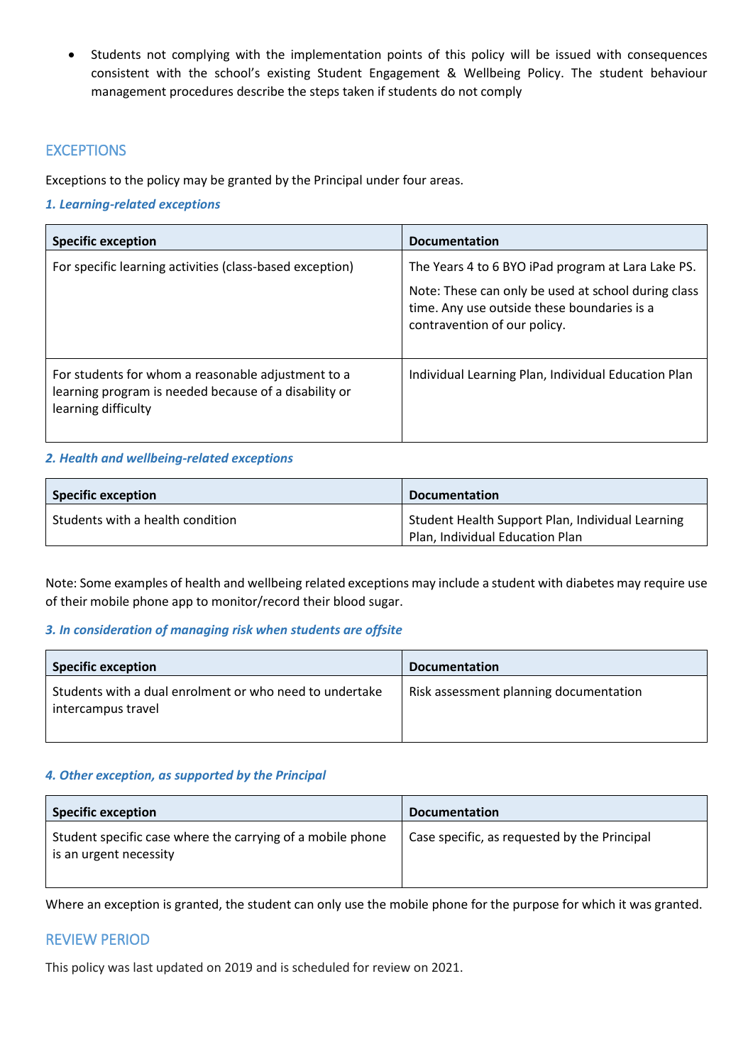- Students not complying with the implementation points of this policy will be issued with consequences consistent with the school's existing Student Engagement & Wellbeing Policy. The student behaviour management procedures describe the steps taken if students do not comply

## EXCEPTIONS

Exceptions to the policy may be granted by the Principal under four areas.

### *1. Learning-related exceptions*

| Specific exception | Documentation |
|---|---|
| For specific learning activities (class-based exception) | The Years 4 to 6 BYO iPad program at Lara Lake PS.<br><br>Note: These can only be used at school during class time. Any use outside these boundaries is a contravention of our policy. |
| For students for whom a reasonable adjustment to a learning program is needed because of a disability or learning difficulty | Individual Learning Plan, Individual Education Plan |

### *2. Health and wellbeing-related exceptions*

| Specific exception | Documentation |
|---|---|
| Students with a health condition | Student Health Support Plan, Individual Learning Plan, Individual Education Plan |

Note: Some examples of health and wellbeing related exceptions may include a student with diabetes may require use of their mobile phone app to monitor/record their blood sugar.

### *3. In consideration of managing risk when students are offsite*

| Specific exception | Documentation |
|---|---|
| Students with a dual enrolment or who need to undertake intercampus travel | Risk assessment planning documentation |

### *4. Other exception, as supported by the Principal*

| Specific exception | Documentation |
|---|---|
| Student specific case where the carrying of a mobile phone is an urgent necessity | Case specific, as requested by the Principal |

Where an exception is granted, the student can only use the mobile phone for the purpose for which it was granted.

## REVIEW PERIOD

This policy was last updated on 2019 and is scheduled for review on 2021.